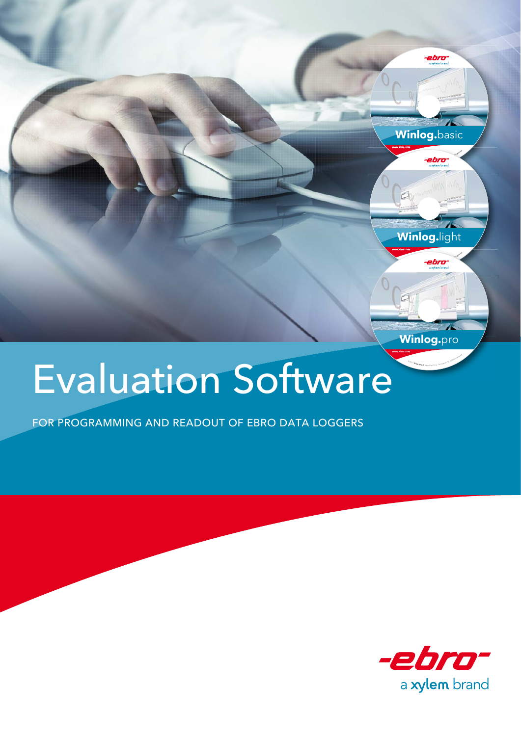# Evaluation Software

FOR PROGRAMMING AND READOUT OF EBRO DATA LOGGERS

Winlog.basic

Winlog.light

Winlog.pro

-ebro-
a xylem brand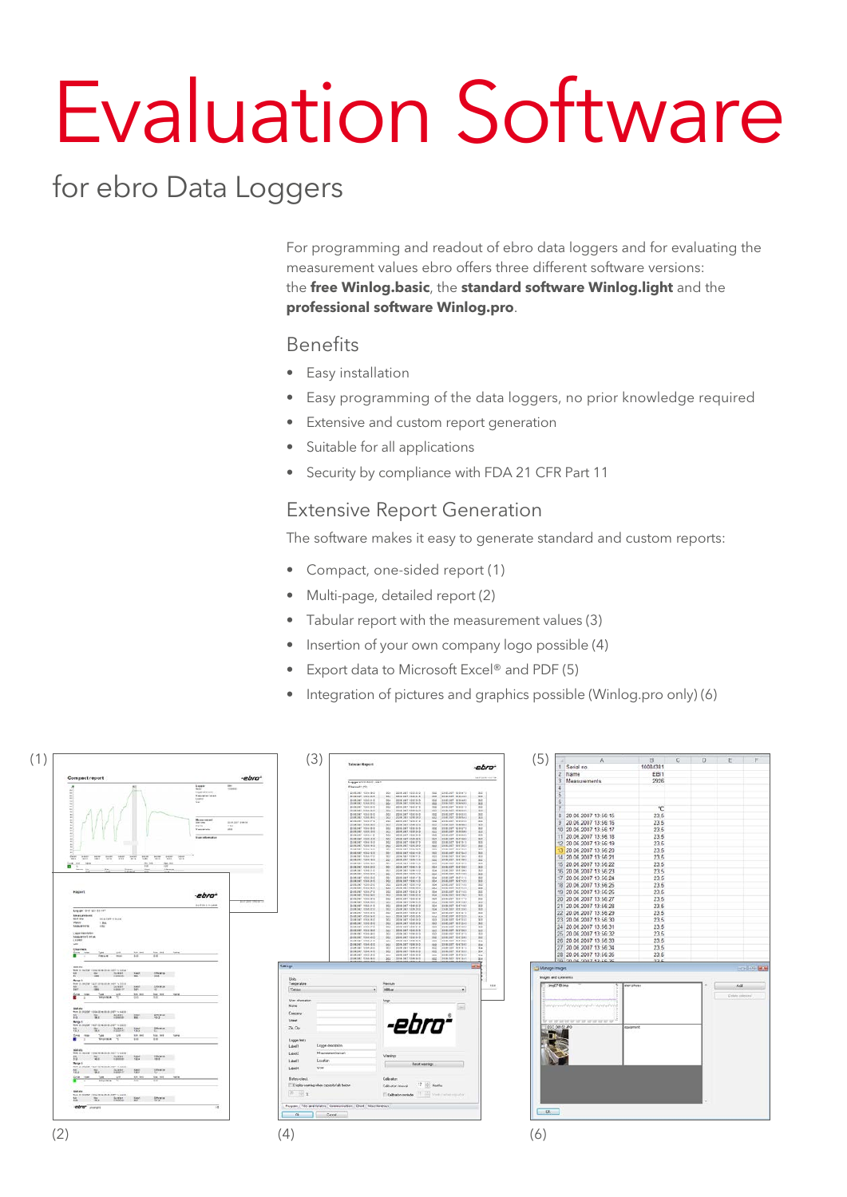# Evaluation Software

## for ebro Data Loggers

For programming and readout of ebro data loggers and for evaluating the measurement values ebro offers three different software versions: the **free Winlog.basic**, the **standard software Winlog.light** and the **professional software Winlog.pro**.

### Benefits

- Easy installation
- Easy programming of the data loggers, no prior knowledge required
- Extensive and custom report generation
- Suitable for all applications
- Security by compliance with FDA 21 CFR Part 11

### Extensive Report Generation

The software makes it easy to generate standard and custom reports:

- Compact, one-sided report (1)
- Multi-page, detailed report (2)
- Tabular report with the measurement values (3)
- Insertion of your own company logo possible (4)
- Export data to Microsoft Excel® and PDF (5)
- Integration of pictures and graphics possible (Winlog.pro only) (6)

(1) (2) (3) (4) (5) (6)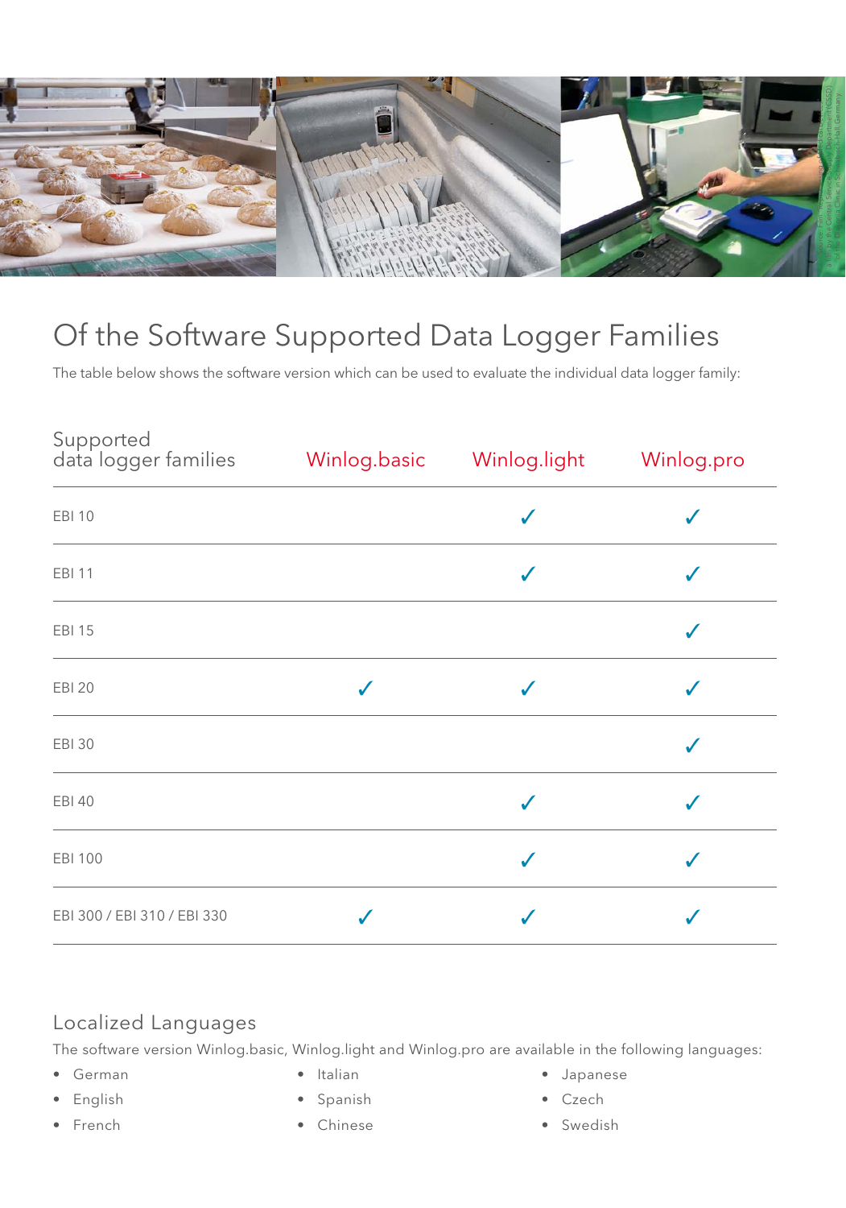## Of the Software Supported Data Logger Families

The table below shows the software version which can be used to evaluate the individual data logger family:

| Supported data logger families | Winlog.basic | Winlog.light | Winlog.pro |
|---|---|---|---|
| EBI 10 | | ✓ | ✓ |
| EBI 11 | | ✓ | ✓ |
| EBI 15 | | | ✓ |
| EBI 20 | ✓ | ✓ | ✓ |
| EBI 30 | | | ✓ |
| EBI 40 | | ✓ | ✓ |
| EBI 100 | | ✓ | ✓ |
| EBI 300 / EBI 310 / EBI 330 | ✓ | ✓ | ✓ |

### Localized Languages

The software version Winlog.basic, Winlog.light and Winlog.pro are available in the following languages:

- German
- English
- French
- Italian
- Spanish
- Chinese
- Japanese
- Czech
- Swedish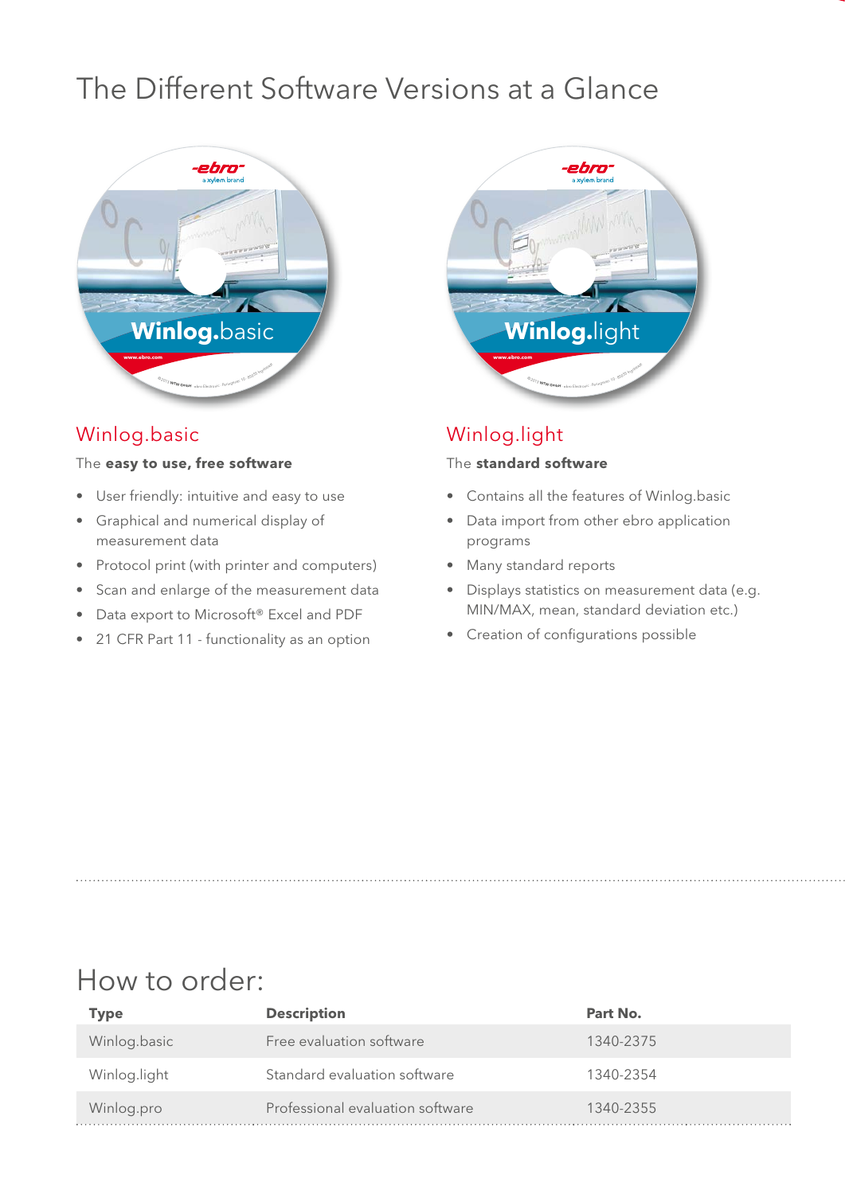# The Different Software Versions at a Glance

## Winlog.basic

The **easy to use, free software**

- User friendly: intuitive and easy to use
- Graphical and numerical display of measurement data
- Protocol print (with printer and computers)
- Scan and enlarge of the measurement data
- Data export to Microsoft® Excel and PDF
- 21 CFR Part 11 - functionality as an option

## Winlog.light

The **standard software**

- Contains all the features of Winlog.basic
- Data import from other ebro application programs
- Many standard reports
- Displays statistics on measurement data (e.g. MIN/MAX, mean, standard deviation etc.)
- Creation of configurations possible

# How to order:

| Type | Description | Part No. |
|---|---|---|
| Winlog.basic | Free evaluation software | 1340-2375 |
| Winlog.light | Standard evaluation software | 1340-2354 |
| Winlog.pro | Professional evaluation software | 1340-2355 |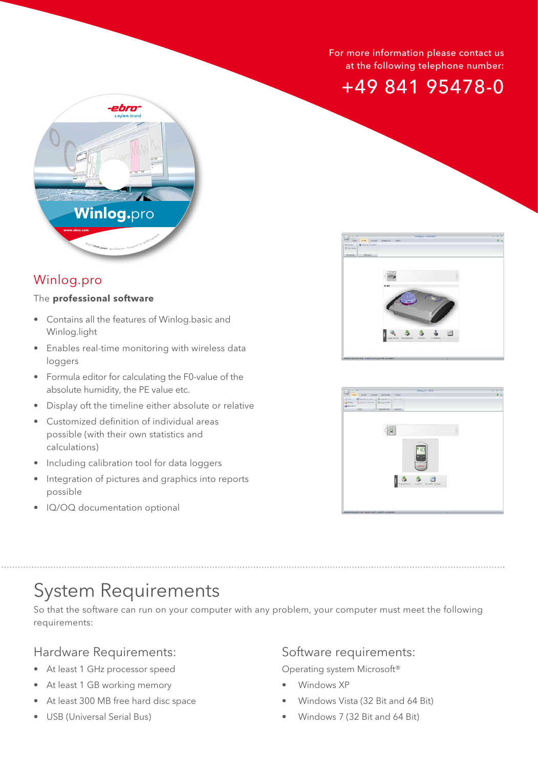For more information please contact us at the following telephone number:

+49 841 95478-0

## Winlog.pro

The **professional software**

- Contains all the features of Winlog.basic and Winlog.light
- Enables real-time monitoring with wireless data loggers
- Formula editor for calculating the F0-value of the absolute humidity, the PE value etc.
- Display oft the timeline either absolute or relative
- Customized definition of individual areas possible (with their own statistics and calculations)
- Including calibration tool for data loggers
- Integration of pictures and graphics into reports possible
- IQ/OQ documentation optional

# System Requirements

So that the software can run on your computer with any problem, your computer must meet the following requirements:

## Hardware Requirements:

- At least 1 GHz processor speed
- At least 1 GB working memory
- At least 300 MB free hard disc space
- USB (Universal Serial Bus)

## Software requirements:

Operating system Microsoft®

- Windows XP
- Windows Vista (32 Bit and 64 Bit)
- Windows 7 (32 Bit and 64 Bit)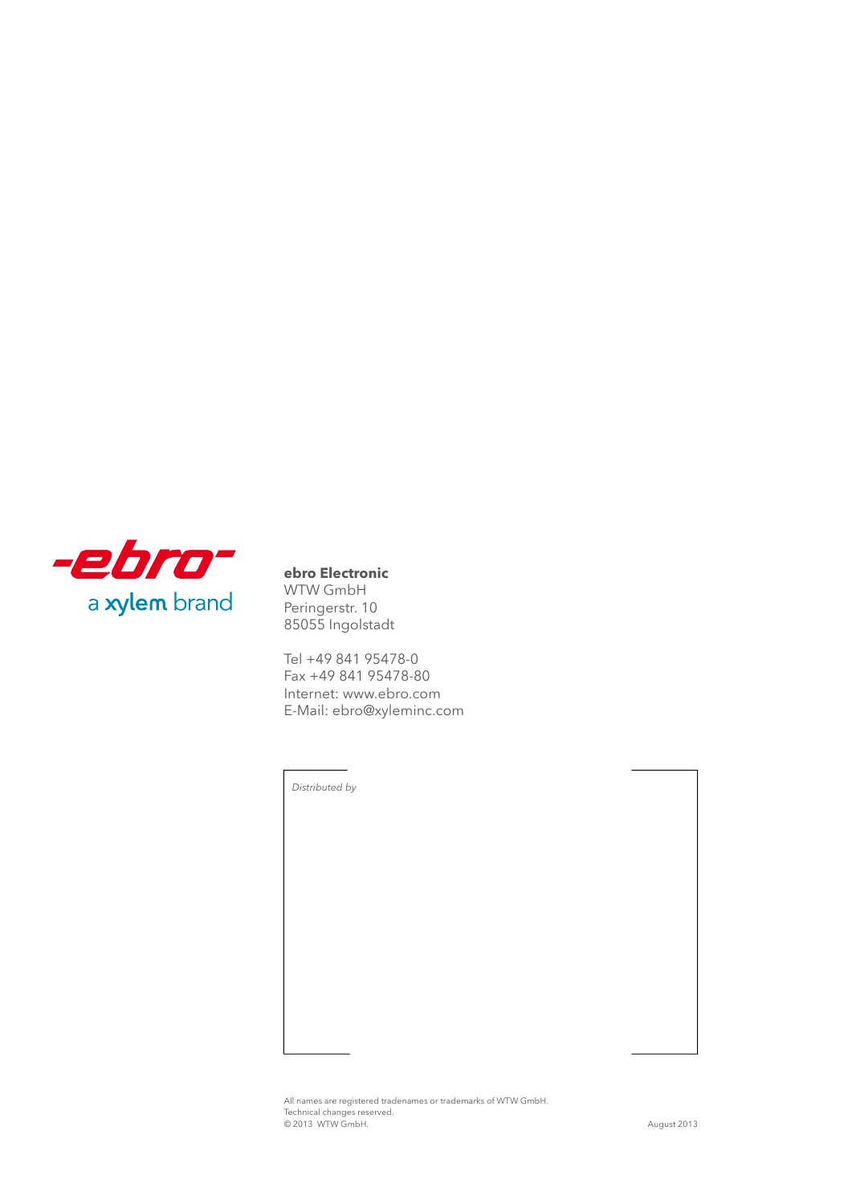-ebro-

a xylem brand

**ebro Electronic**
WTW GmbH
Peringerstr. 10
85055 Ingolstadt

Tel +49 841 95478-0
Fax +49 841 95478-80
Internet: www.ebro.com
E-Mail: ebro@xyleminc.com

*Distributed by*

All names are registered tradenames or trademarks of WTW GmbH.
Technical changes reserved.
© 2013 WTW GmbH.

August 2013